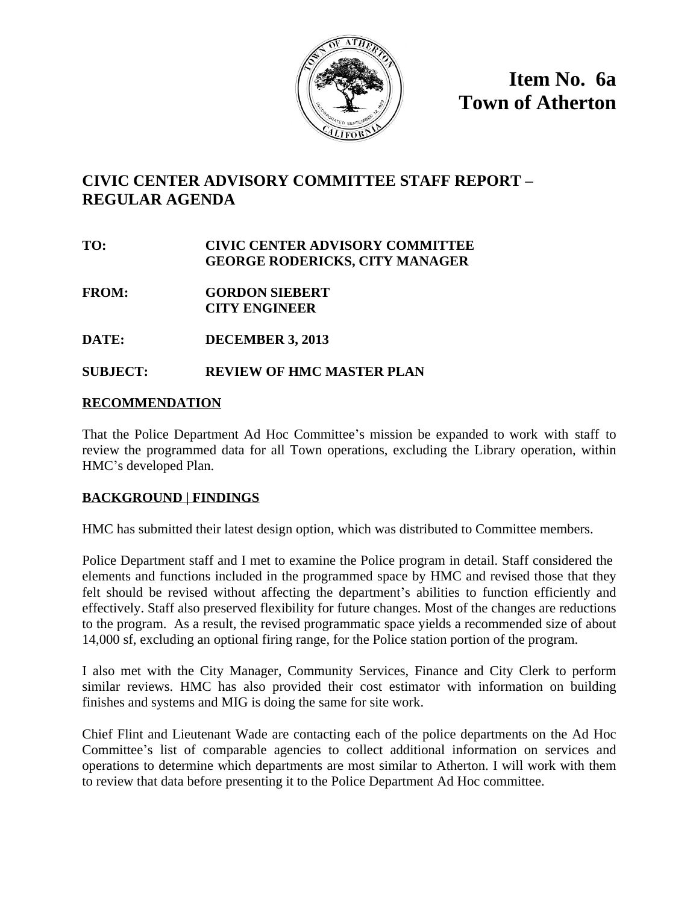**Item No. 6a**
**Town of Atherton**

# CIVIC CENTER ADVISORY COMMITTEE STAFF REPORT – REGULAR AGENDA

**TO:** CIVIC CENTER ADVISORY COMMITTEE
GEORGE RODERICKS, CITY MANAGER

**FROM:** GORDON SIEBERT
CITY ENGINEER

**DATE:** DECEMBER 3, 2013

**SUBJECT:** REVIEW OF HMC MASTER PLAN

## RECOMMENDATION

That the Police Department Ad Hoc Committee's mission be expanded to work with staff to review the programmed data for all Town operations, excluding the Library operation, within HMC's developed Plan.

## BACKGROUND | FINDINGS

HMC has submitted their latest design option, which was distributed to Committee members.

Police Department staff and I met to examine the Police program in detail. Staff considered the elements and functions included in the programmed space by HMC and revised those that they felt should be revised without affecting the department's abilities to function efficiently and effectively. Staff also preserved flexibility for future changes. Most of the changes are reductions to the program. As a result, the revised programmatic space yields a recommended size of about 14,000 sf, excluding an optional firing range, for the Police station portion of the program.

I also met with the City Manager, Community Services, Finance and City Clerk to perform similar reviews. HMC has also provided their cost estimator with information on building finishes and systems and MIG is doing the same for site work.

Chief Flint and Lieutenant Wade are contacting each of the police departments on the Ad Hoc Committee's list of comparable agencies to collect additional information on services and operations to determine which departments are most similar to Atherton. I will work with them to review that data before presenting it to the Police Department Ad Hoc committee.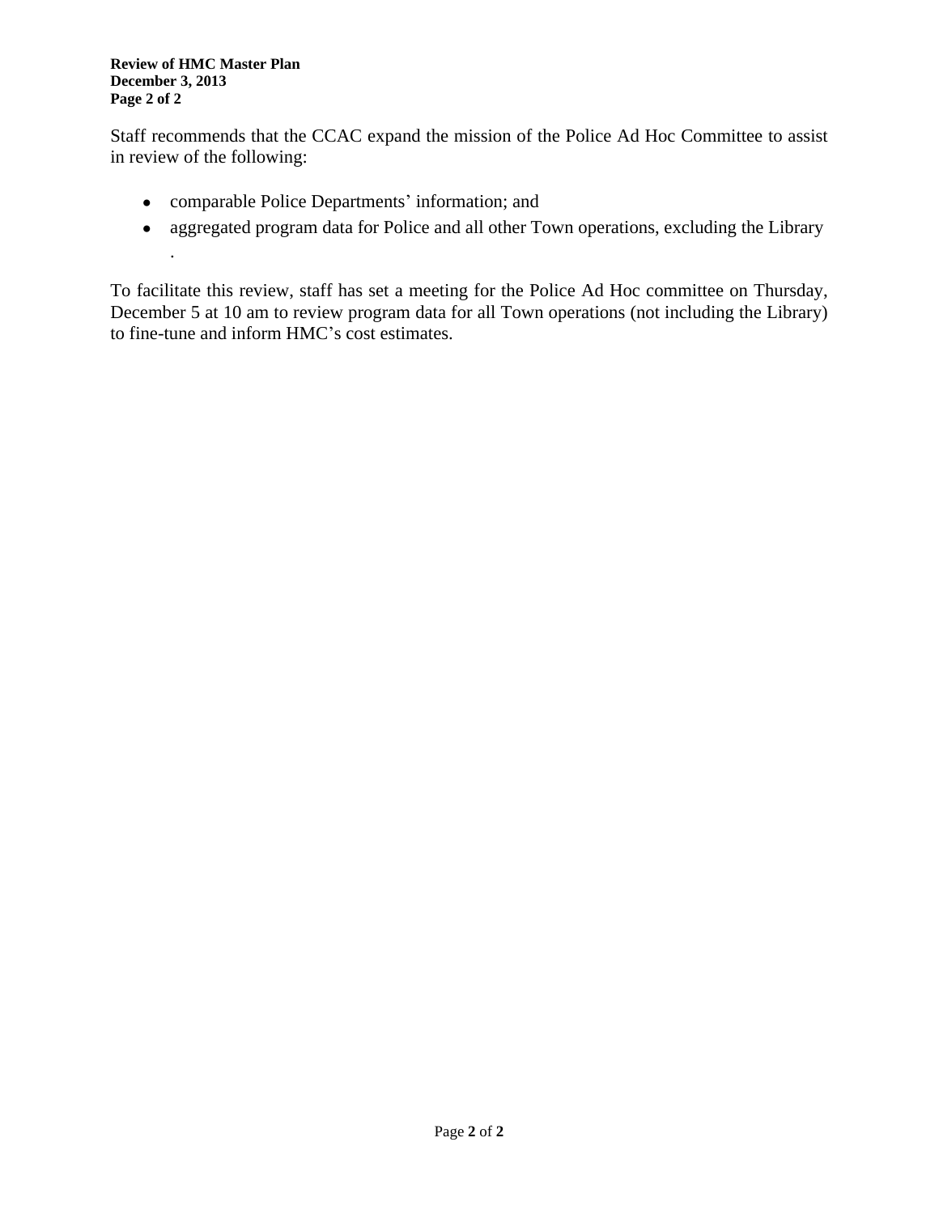Staff recommends that the CCAC expand the mission of the Police Ad Hoc Committee to assist in review of the following:

- comparable Police Departments' information; and
- aggregated program data for Police and all other Town operations, excluding the Library .

To facilitate this review, staff has set a meeting for the Police Ad Hoc committee on Thursday, December 5 at 10 am to review program data for all Town operations (not including the Library) to fine-tune and inform HMC's cost estimates.